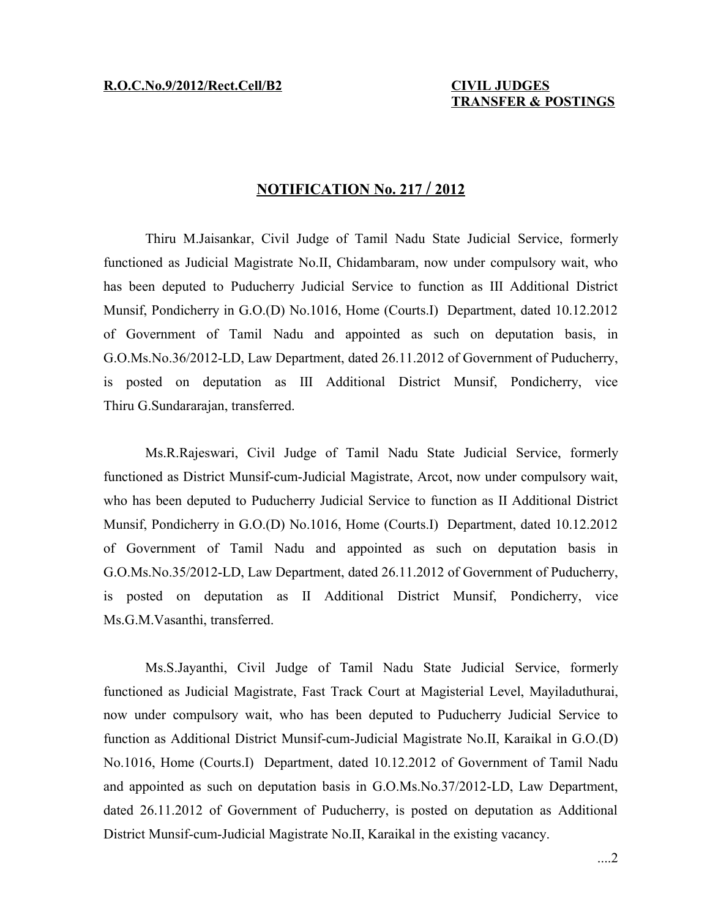**R.O.C.No.9/2012/Rect.Cell/B2** **CIVIL JUDGES TRANSFER & POSTINGS**

## NOTIFICATION No. 217 / 2012

Thiru M.Jaisankar, Civil Judge of Tamil Nadu State Judicial Service, formerly functioned as Judicial Magistrate No.II, Chidambaram, now under compulsory wait, who has been deputed to Puducherry Judicial Service to function as III Additional District Munsif, Pondicherry in G.O.(D) No.1016, Home (Courts.I) Department, dated 10.12.2012 of Government of Tamil Nadu and appointed as such on deputation basis, in G.O.Ms.No.36/2012-LD, Law Department, dated 26.11.2012 of Government of Puducherry, is posted on deputation as III Additional District Munsif, Pondicherry, vice Thiru G.Sundararajan, transferred.

Ms.R.Rajeswari, Civil Judge of Tamil Nadu State Judicial Service, formerly functioned as District Munsif-cum-Judicial Magistrate, Arcot, now under compulsory wait, who has been deputed to Puducherry Judicial Service to function as II Additional District Munsif, Pondicherry in G.O.(D) No.1016, Home (Courts.I) Department, dated 10.12.2012 of Government of Tamil Nadu and appointed as such on deputation basis in G.O.Ms.No.35/2012-LD, Law Department, dated 26.11.2012 of Government of Puducherry, is posted on deputation as II Additional District Munsif, Pondicherry, vice Ms.G.M.Vasanthi, transferred.

Ms.S.Jayanthi, Civil Judge of Tamil Nadu State Judicial Service, formerly functioned as Judicial Magistrate, Fast Track Court at Magisterial Level, Mayiladuthurai, now under compulsory wait, who has been deputed to Puducherry Judicial Service to function as Additional District Munsif-cum-Judicial Magistrate No.II, Karaikal in G.O.(D) No.1016, Home (Courts.I) Department, dated 10.12.2012 of Government of Tamil Nadu and appointed as such on deputation basis in G.O.Ms.No.37/2012-LD, Law Department, dated 26.11.2012 of Government of Puducherry, is posted on deputation as Additional District Munsif-cum-Judicial Magistrate No.II, Karaikal in the existing vacancy.

....2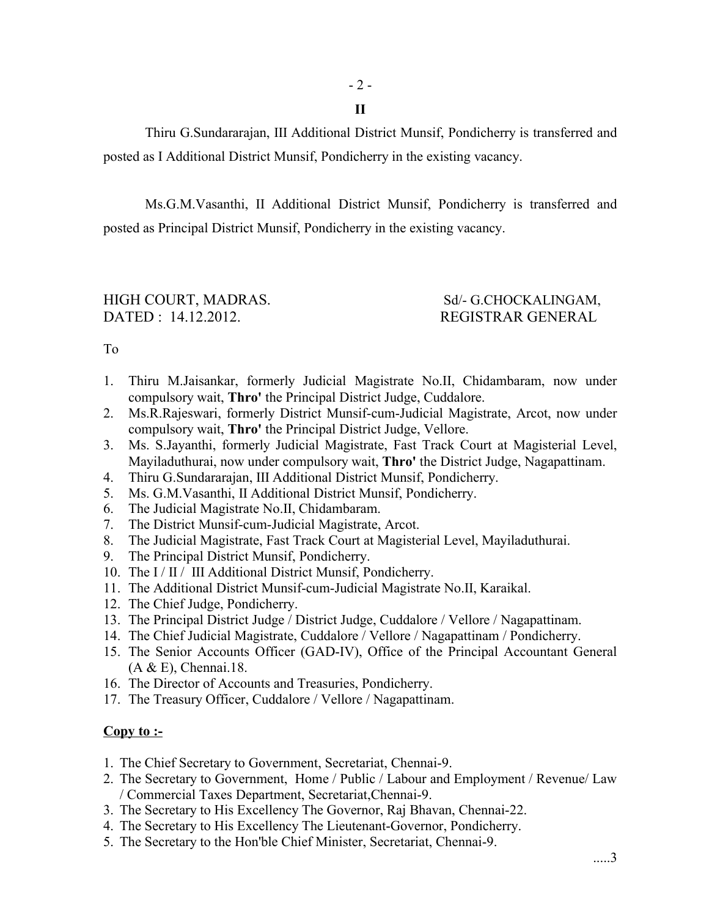**II**

Thiru G.Sundararajan, III Additional District Munsif, Pondicherry is transferred and posted as I Additional District Munsif, Pondicherry in the existing vacancy.

Ms.G.M.Vasanthi, II Additional District Munsif, Pondicherry is transferred and posted as Principal District Munsif, Pondicherry in the existing vacancy.

HIGH COURT, MADRAS.
DATED : 14.12.2012.

Sd/- G.CHOCKALINGAM,
REGISTRAR GENERAL

To

1. Thiru M.Jaisankar, formerly Judicial Magistrate No.II, Chidambaram, now under compulsory wait, **Thro'** the Principal District Judge, Cuddalore.
2. Ms.R.Rajeswari, formerly District Munsif-cum-Judicial Magistrate, Arcot, now under compulsory wait, **Thro'** the Principal District Judge, Vellore.
3. Ms. S.Jayanthi, formerly Judicial Magistrate, Fast Track Court at Magisterial Level, Mayiladuthurai, now under compulsory wait, **Thro'** the District Judge, Nagapattinam.
4. Thiru G.Sundararajan, III Additional District Munsif, Pondicherry.
5. Ms. G.M.Vasanthi, II Additional District Munsif, Pondicherry.
6. The Judicial Magistrate No.II, Chidambaram.
7. The District Munsif-cum-Judicial Magistrate, Arcot.
8. The Judicial Magistrate, Fast Track Court at Magisterial Level, Mayiladuthurai.
9. The Principal District Munsif, Pondicherry.
10. The I / II / III Additional District Munsif, Pondicherry.
11. The Additional District Munsif-cum-Judicial Magistrate No.II, Karaikal.
12. The Chief Judge, Pondicherry.
13. The Principal District Judge / District Judge, Cuddalore / Vellore / Nagapattinam.
14. The Chief Judicial Magistrate, Cuddalore / Vellore / Nagapattinam / Pondicherry.
15. The Senior Accounts Officer (GAD-IV), Office of the Principal Accountant General (A & E), Chennai.18.
16. The Director of Accounts and Treasuries, Pondicherry.
17. The Treasury Officer, Cuddalore / Vellore / Nagapattinam.

**Copy to :-**

1. The Chief Secretary to Government, Secretariat, Chennai-9.
2. The Secretary to Government, Home / Public / Labour and Employment / Revenue/ Law / Commercial Taxes Department, Secretariat,Chennai-9.
3. The Secretary to His Excellency The Governor, Raj Bhavan, Chennai-22.
4. The Secretary to His Excellency The Lieutenant-Governor, Pondicherry.
5. The Secretary to the Hon'ble Chief Minister, Secretariat, Chennai-9.

.....3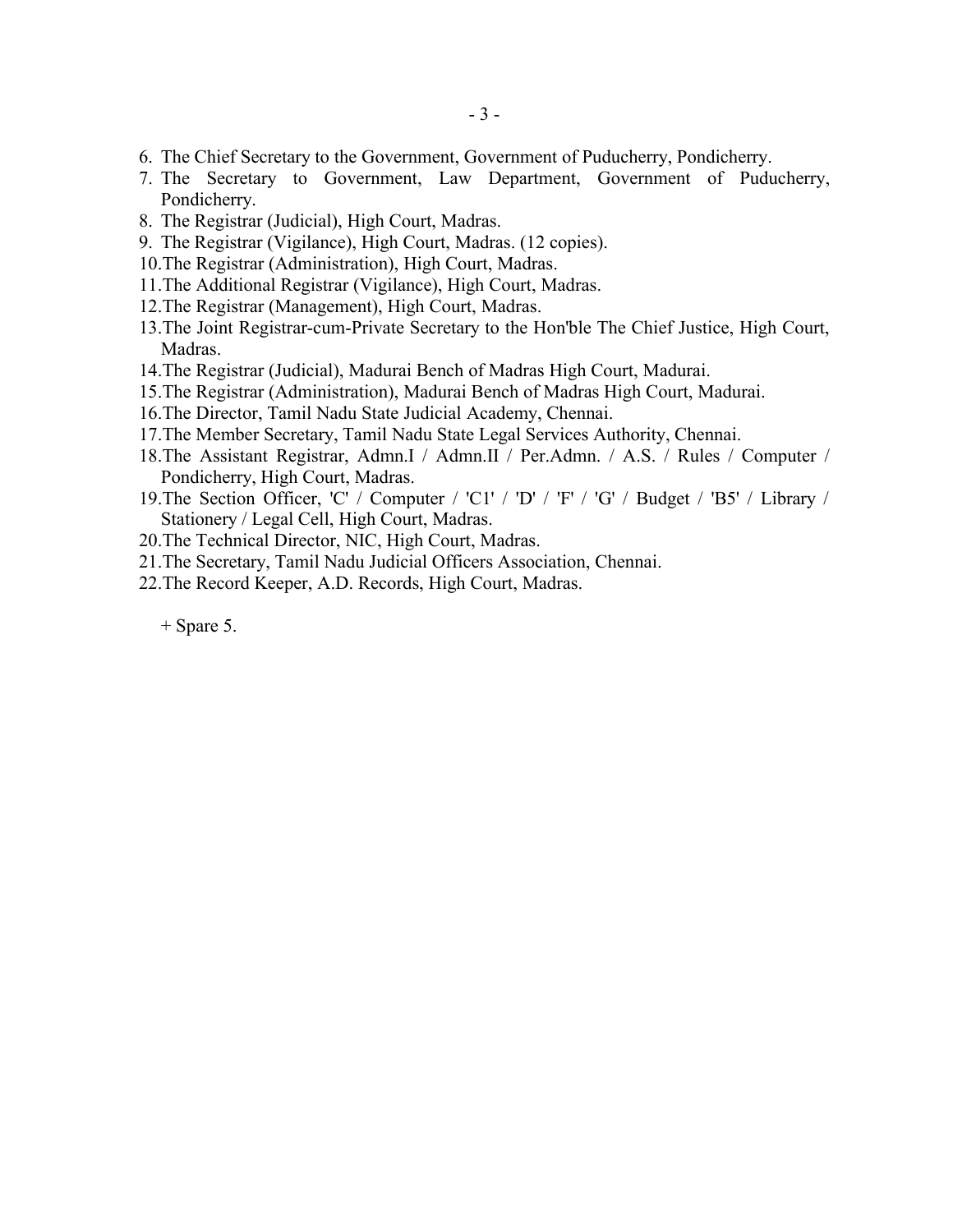6. The Chief Secretary to the Government, Government of Puducherry, Pondicherry.
7. The Secretary to Government, Law Department, Government of Puducherry, Pondicherry.
8. The Registrar (Judicial), High Court, Madras.
9. The Registrar (Vigilance), High Court, Madras. (12 copies).
10. The Registrar (Administration), High Court, Madras.
11. The Additional Registrar (Vigilance), High Court, Madras.
12. The Registrar (Management), High Court, Madras.
13. The Joint Registrar-cum-Private Secretary to the Hon'ble The Chief Justice, High Court, Madras.
14. The Registrar (Judicial), Madurai Bench of Madras High Court, Madurai.
15. The Registrar (Administration), Madurai Bench of Madras High Court, Madurai.
16. The Director, Tamil Nadu State Judicial Academy, Chennai.
17. The Member Secretary, Tamil Nadu State Legal Services Authority, Chennai.
18. The Assistant Registrar, Admn.I / Admn.II / Per.Admn. / A.S. / Rules / Computer / Pondicherry, High Court, Madras.
19. The Section Officer, 'C' / Computer / 'C1' / 'D' / 'F' / 'G' / Budget / 'B5' / Library / Stationery / Legal Cell, High Court, Madras.
20. The Technical Director, NIC, High Court, Madras.
21. The Secretary, Tamil Nadu Judicial Officers Association, Chennai.
22. The Record Keeper, A.D. Records, High Court, Madras.

+ Spare 5.